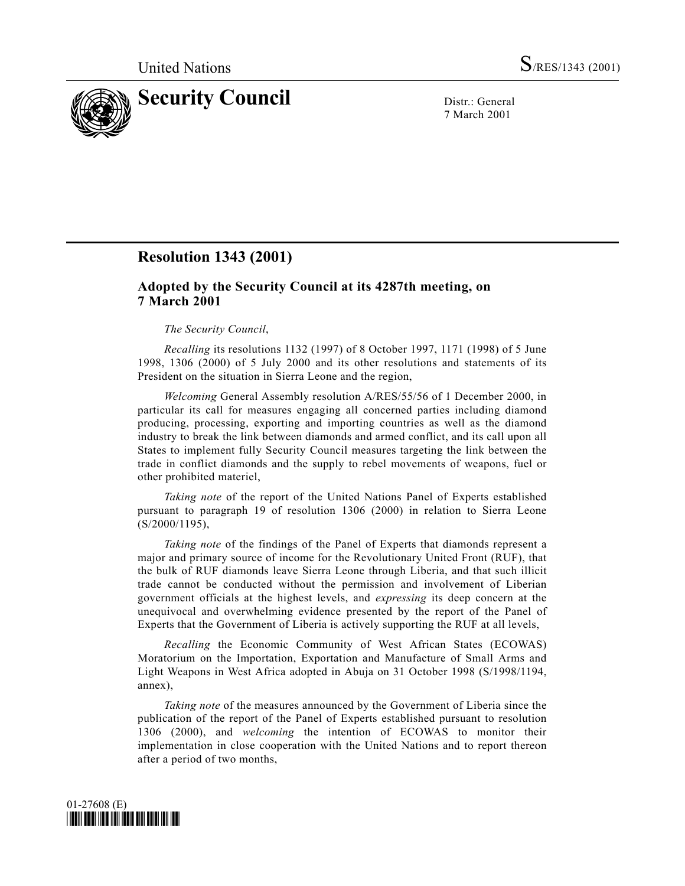United Nations S/RES/1343 (2001)

# Security Council

Distr.: General
7 March 2001

## Resolution 1343 (2001)

### Adopted by the Security Council at its 4287th meeting, on 7 March 2001

*The Security Council*,

*Recalling* its resolutions 1132 (1997) of 8 October 1997, 1171 (1998) of 5 June 1998, 1306 (2000) of 5 July 2000 and its other resolutions and statements of its President on the situation in Sierra Leone and the region,

*Welcoming* General Assembly resolution A/RES/55/56 of 1 December 2000, in particular its call for measures engaging all concerned parties including diamond producing, processing, exporting and importing countries as well as the diamond industry to break the link between diamonds and armed conflict, and its call upon all States to implement fully Security Council measures targeting the link between the trade in conflict diamonds and the supply to rebel movements of weapons, fuel or other prohibited materiel,

*Taking note* of the report of the United Nations Panel of Experts established pursuant to paragraph 19 of resolution 1306 (2000) in relation to Sierra Leone (S/2000/1195),

*Taking note* of the findings of the Panel of Experts that diamonds represent a major and primary source of income for the Revolutionary United Front (RUF), that the bulk of RUF diamonds leave Sierra Leone through Liberia, and that such illicit trade cannot be conducted without the permission and involvement of Liberian government officials at the highest levels, and *expressing* its deep concern at the unequivocal and overwhelming evidence presented by the report of the Panel of Experts that the Government of Liberia is actively supporting the RUF at all levels,

*Recalling* the Economic Community of West African States (ECOWAS) Moratorium on the Importation, Exportation and Manufacture of Small Arms and Light Weapons in West Africa adopted in Abuja on 31 October 1998 (S/1998/1194, annex),

*Taking note* of the measures announced by the Government of Liberia since the publication of the report of the Panel of Experts established pursuant to resolution 1306 (2000), and *welcoming* the intention of ECOWAS to monitor their implementation in close cooperation with the United Nations and to report thereon after a period of two months,

01-27608 (E)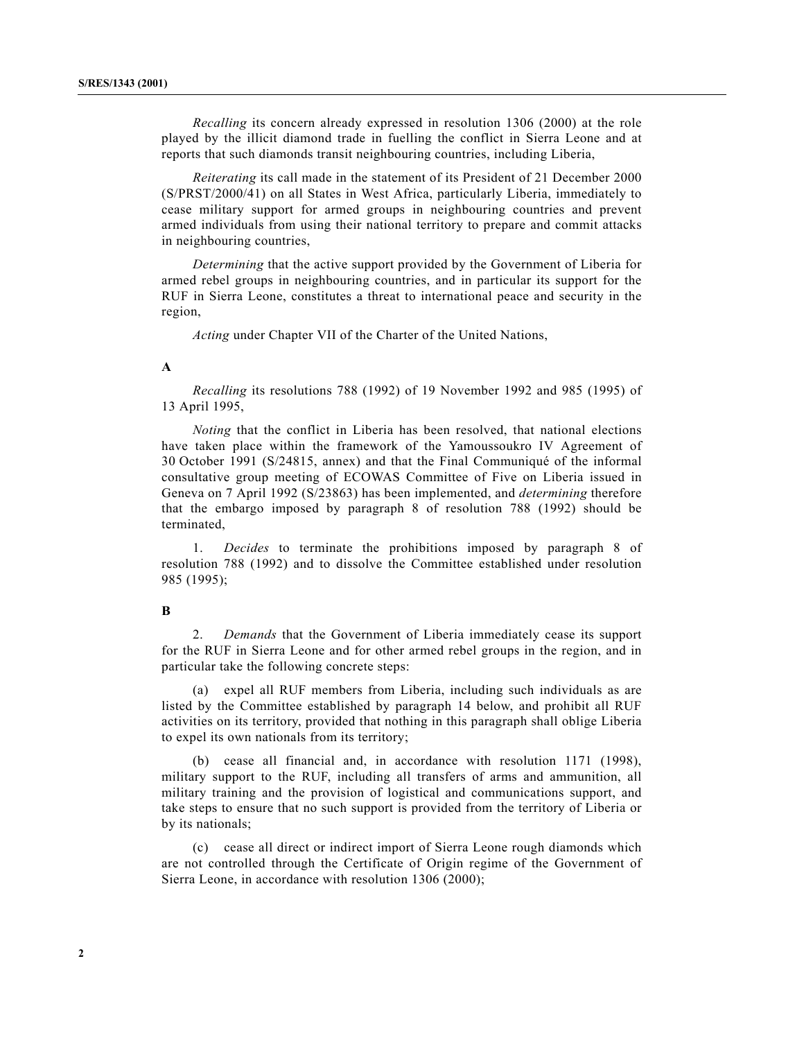*Recalling* its concern already expressed in resolution 1306 (2000) at the role played by the illicit diamond trade in fuelling the conflict in Sierra Leone and at reports that such diamonds transit neighbouring countries, including Liberia,

*Reiterating* its call made in the statement of its President of 21 December 2000 (S/PRST/2000/41) on all States in West Africa, particularly Liberia, immediately to cease military support for armed groups in neighbouring countries and prevent armed individuals from using their national territory to prepare and commit attacks in neighbouring countries,

*Determining* that the active support provided by the Government of Liberia for armed rebel groups in neighbouring countries, and in particular its support for the RUF in Sierra Leone, constitutes a threat to international peace and security in the region,

*Acting* under Chapter VII of the Charter of the United Nations,

**A**

*Recalling* its resolutions 788 (1992) of 19 November 1992 and 985 (1995) of 13 April 1995,

*Noting* that the conflict in Liberia has been resolved, that national elections have taken place within the framework of the Yamoussoukro IV Agreement of 30 October 1991 (S/24815, annex) and that the Final Communiqué of the informal consultative group meeting of ECOWAS Committee of Five on Liberia issued in Geneva on 7 April 1992 (S/23863) has been implemented, and *determining* therefore that the embargo imposed by paragraph 8 of resolution 788 (1992) should be terminated,

1. *Decides* to terminate the prohibitions imposed by paragraph 8 of resolution 788 (1992) and to dissolve the Committee established under resolution 985 (1995);

**B**

2. *Demands* that the Government of Liberia immediately cease its support for the RUF in Sierra Leone and for other armed rebel groups in the region, and in particular take the following concrete steps:

(a) expel all RUF members from Liberia, including such individuals as are listed by the Committee established by paragraph 14 below, and prohibit all RUF activities on its territory, provided that nothing in this paragraph shall oblige Liberia to expel its own nationals from its territory;

(b) cease all financial and, in accordance with resolution 1171 (1998), military support to the RUF, including all transfers of arms and ammunition, all military training and the provision of logistical and communications support, and take steps to ensure that no such support is provided from the territory of Liberia or by its nationals;

(c) cease all direct or indirect import of Sierra Leone rough diamonds which are not controlled through the Certificate of Origin regime of the Government of Sierra Leone, in accordance with resolution 1306 (2000);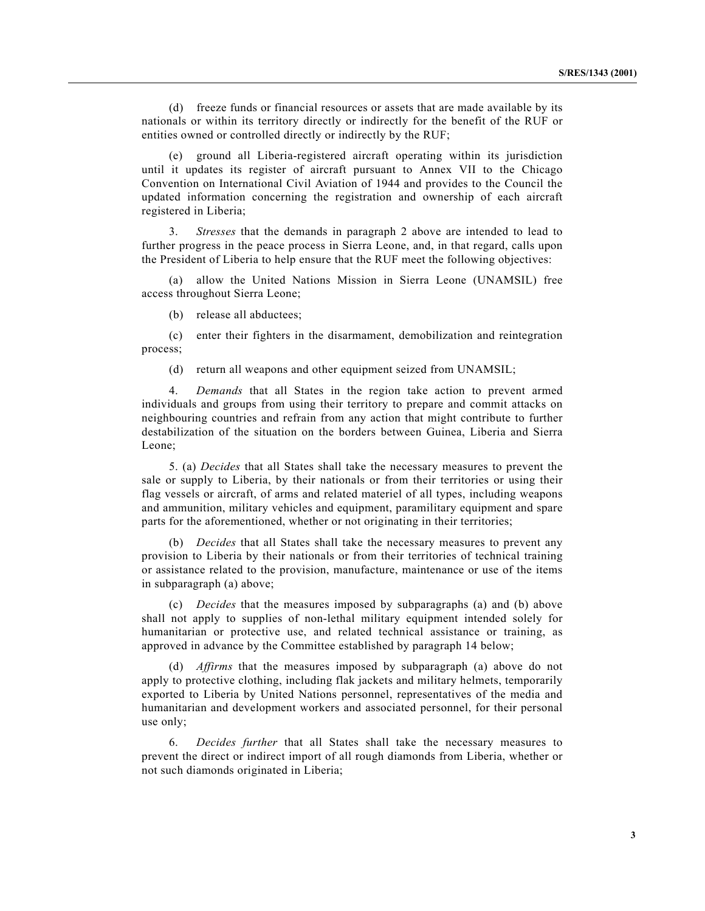(d) freeze funds or financial resources or assets that are made available by its nationals or within its territory directly or indirectly for the benefit of the RUF or entities owned or controlled directly or indirectly by the RUF;

(e) ground all Liberia-registered aircraft operating within its jurisdiction until it updates its register of aircraft pursuant to Annex VII to the Chicago Convention on International Civil Aviation of 1944 and provides to the Council the updated information concerning the registration and ownership of each aircraft registered in Liberia;

3. *Stresses* that the demands in paragraph 2 above are intended to lead to further progress in the peace process in Sierra Leone, and, in that regard, calls upon the President of Liberia to help ensure that the RUF meet the following objectives:

(a) allow the United Nations Mission in Sierra Leone (UNAMSIL) free access throughout Sierra Leone;

(b) release all abductees;

(c) enter their fighters in the disarmament, demobilization and reintegration process;

(d) return all weapons and other equipment seized from UNAMSIL;

4. *Demands* that all States in the region take action to prevent armed individuals and groups from using their territory to prepare and commit attacks on neighbouring countries and refrain from any action that might contribute to further destabilization of the situation on the borders between Guinea, Liberia and Sierra Leone;

5. (a) *Decides* that all States shall take the necessary measures to prevent the sale or supply to Liberia, by their nationals or from their territories or using their flag vessels or aircraft, of arms and related materiel of all types, including weapons and ammunition, military vehicles and equipment, paramilitary equipment and spare parts for the aforementioned, whether or not originating in their territories;

(b) *Decides* that all States shall take the necessary measures to prevent any provision to Liberia by their nationals or from their territories of technical training or assistance related to the provision, manufacture, maintenance or use of the items in subparagraph (a) above;

(c) *Decides* that the measures imposed by subparagraphs (a) and (b) above shall not apply to supplies of non-lethal military equipment intended solely for humanitarian or protective use, and related technical assistance or training, as approved in advance by the Committee established by paragraph 14 below;

(d) *Affirms* that the measures imposed by subparagraph (a) above do not apply to protective clothing, including flak jackets and military helmets, temporarily exported to Liberia by United Nations personnel, representatives of the media and humanitarian and development workers and associated personnel, for their personal use only;

6. *Decides further* that all States shall take the necessary measures to prevent the direct or indirect import of all rough diamonds from Liberia, whether or not such diamonds originated in Liberia;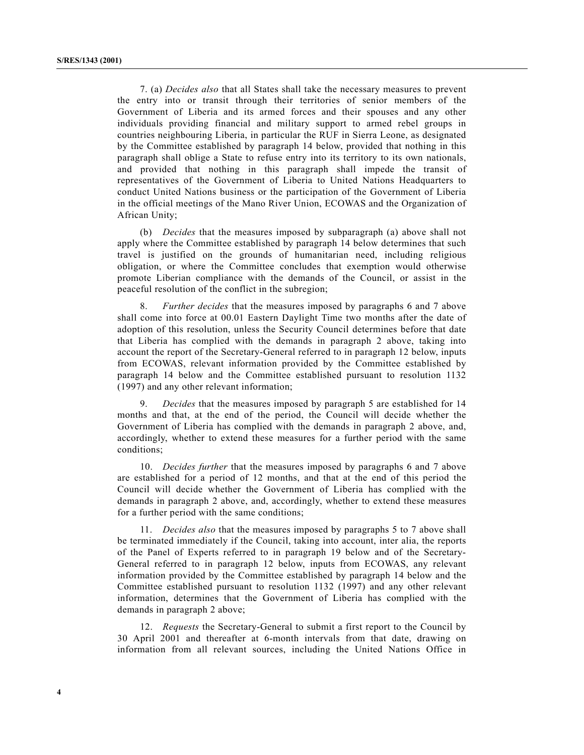7. (a) *Decides also* that all States shall take the necessary measures to prevent the entry into or transit through their territories of senior members of the Government of Liberia and its armed forces and their spouses and any other individuals providing financial and military support to armed rebel groups in countries neighbouring Liberia, in particular the RUF in Sierra Leone, as designated by the Committee established by paragraph 14 below, provided that nothing in this paragraph shall oblige a State to refuse entry into its territory to its own nationals, and provided that nothing in this paragraph shall impede the transit of representatives of the Government of Liberia to United Nations Headquarters to conduct United Nations business or the participation of the Government of Liberia in the official meetings of the Mano River Union, ECOWAS and the Organization of African Unity;

(b) *Decides* that the measures imposed by subparagraph (a) above shall not apply where the Committee established by paragraph 14 below determines that such travel is justified on the grounds of humanitarian need, including religious obligation, or where the Committee concludes that exemption would otherwise promote Liberian compliance with the demands of the Council, or assist in the peaceful resolution of the conflict in the subregion;

8. *Further decides* that the measures imposed by paragraphs 6 and 7 above shall come into force at 00.01 Eastern Daylight Time two months after the date of adoption of this resolution, unless the Security Council determines before that date that Liberia has complied with the demands in paragraph 2 above, taking into account the report of the Secretary-General referred to in paragraph 12 below, inputs from ECOWAS, relevant information provided by the Committee established by paragraph 14 below and the Committee established pursuant to resolution 1132 (1997) and any other relevant information;

9. *Decides* that the measures imposed by paragraph 5 are established for 14 months and that, at the end of the period, the Council will decide whether the Government of Liberia has complied with the demands in paragraph 2 above, and, accordingly, whether to extend these measures for a further period with the same conditions;

10. *Decides further* that the measures imposed by paragraphs 6 and 7 above are established for a period of 12 months, and that at the end of this period the Council will decide whether the Government of Liberia has complied with the demands in paragraph 2 above, and, accordingly, whether to extend these measures for a further period with the same conditions;

11. *Decides also* that the measures imposed by paragraphs 5 to 7 above shall be terminated immediately if the Council, taking into account, inter alia, the reports of the Panel of Experts referred to in paragraph 19 below and of the Secretary-General referred to in paragraph 12 below, inputs from ECOWAS, any relevant information provided by the Committee established by paragraph 14 below and the Committee established pursuant to resolution 1132 (1997) and any other relevant information, determines that the Government of Liberia has complied with the demands in paragraph 2 above;

12. *Requests* the Secretary-General to submit a first report to the Council by 30 April 2001 and thereafter at 6-month intervals from that date, drawing on information from all relevant sources, including the United Nations Office in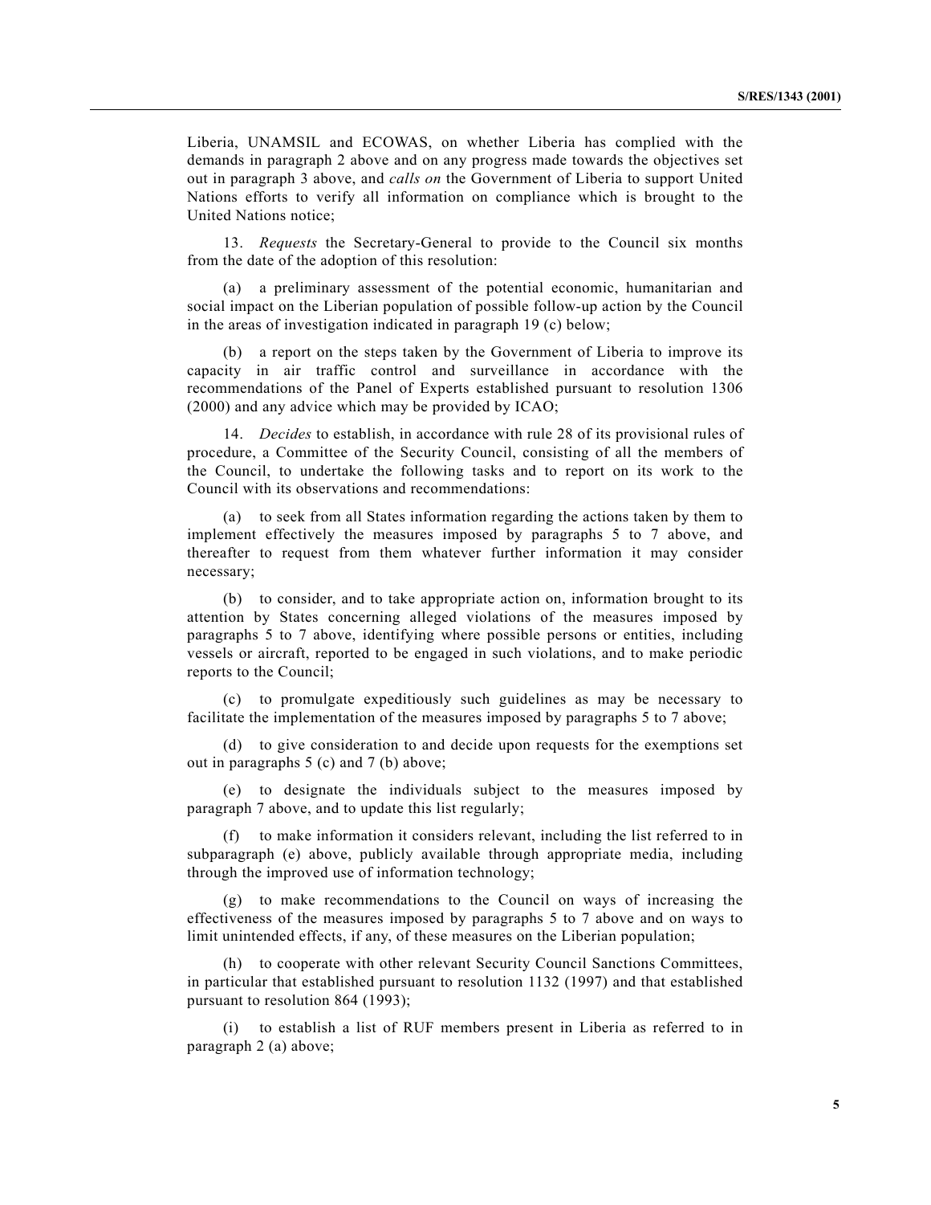Liberia, UNAMSIL and ECOWAS, on whether Liberia has complied with the demands in paragraph 2 above and on any progress made towards the objectives set out in paragraph 3 above, and *calls on* the Government of Liberia to support United Nations efforts to verify all information on compliance which is brought to the United Nations notice;

13. *Requests* the Secretary-General to provide to the Council six months from the date of the adoption of this resolution:

(a) a preliminary assessment of the potential economic, humanitarian and social impact on the Liberian population of possible follow-up action by the Council in the areas of investigation indicated in paragraph 19 (c) below;

(b) a report on the steps taken by the Government of Liberia to improve its capacity in air traffic control and surveillance in accordance with the recommendations of the Panel of Experts established pursuant to resolution 1306 (2000) and any advice which may be provided by ICAO;

14. *Decides* to establish, in accordance with rule 28 of its provisional rules of procedure, a Committee of the Security Council, consisting of all the members of the Council, to undertake the following tasks and to report on its work to the Council with its observations and recommendations:

(a) to seek from all States information regarding the actions taken by them to implement effectively the measures imposed by paragraphs 5 to 7 above, and thereafter to request from them whatever further information it may consider necessary;

(b) to consider, and to take appropriate action on, information brought to its attention by States concerning alleged violations of the measures imposed by paragraphs 5 to 7 above, identifying where possible persons or entities, including vessels or aircraft, reported to be engaged in such violations, and to make periodic reports to the Council;

(c) to promulgate expeditiously such guidelines as may be necessary to facilitate the implementation of the measures imposed by paragraphs 5 to 7 above;

(d) to give consideration to and decide upon requests for the exemptions set out in paragraphs 5 (c) and 7 (b) above;

(e) to designate the individuals subject to the measures imposed by paragraph 7 above, and to update this list regularly;

(f) to make information it considers relevant, including the list referred to in subparagraph (e) above, publicly available through appropriate media, including through the improved use of information technology;

(g) to make recommendations to the Council on ways of increasing the effectiveness of the measures imposed by paragraphs 5 to 7 above and on ways to limit unintended effects, if any, of these measures on the Liberian population;

(h) to cooperate with other relevant Security Council Sanctions Committees, in particular that established pursuant to resolution 1132 (1997) and that established pursuant to resolution 864 (1993);

(i) to establish a list of RUF members present in Liberia as referred to in paragraph 2 (a) above;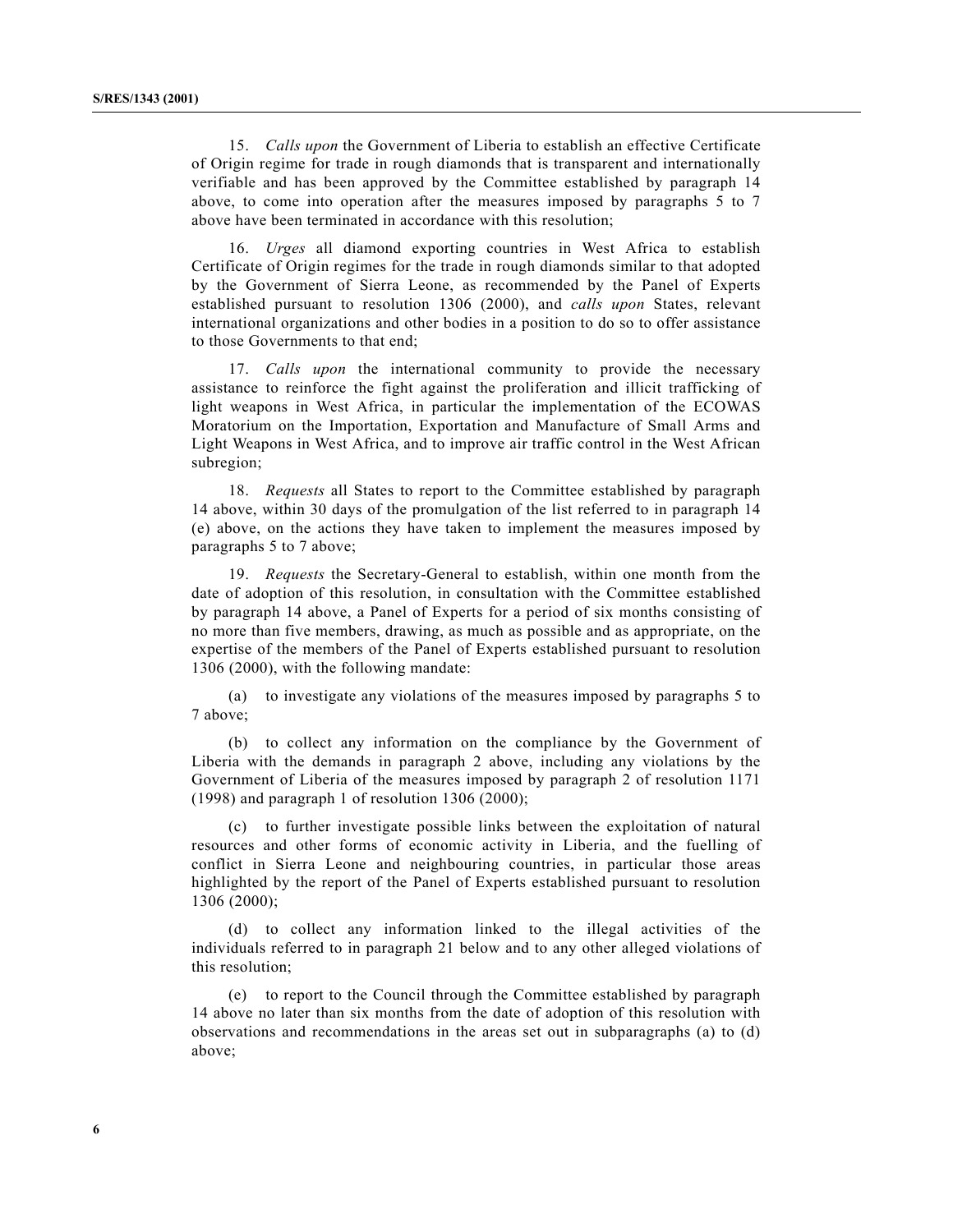15. *Calls upon* the Government of Liberia to establish an effective Certificate of Origin regime for trade in rough diamonds that is transparent and internationally verifiable and has been approved by the Committee established by paragraph 14 above, to come into operation after the measures imposed by paragraphs 5 to 7 above have been terminated in accordance with this resolution;

16. *Urges* all diamond exporting countries in West Africa to establish Certificate of Origin regimes for the trade in rough diamonds similar to that adopted by the Government of Sierra Leone, as recommended by the Panel of Experts established pursuant to resolution 1306 (2000), and *calls upon* States, relevant international organizations and other bodies in a position to do so to offer assistance to those Governments to that end;

17. *Calls upon* the international community to provide the necessary assistance to reinforce the fight against the proliferation and illicit trafficking of light weapons in West Africa, in particular the implementation of the ECOWAS Moratorium on the Importation, Exportation and Manufacture of Small Arms and Light Weapons in West Africa, and to improve air traffic control in the West African subregion;

18. *Requests* all States to report to the Committee established by paragraph 14 above, within 30 days of the promulgation of the list referred to in paragraph 14 (e) above, on the actions they have taken to implement the measures imposed by paragraphs 5 to 7 above;

19. *Requests* the Secretary-General to establish, within one month from the date of adoption of this resolution, in consultation with the Committee established by paragraph 14 above, a Panel of Experts for a period of six months consisting of no more than five members, drawing, as much as possible and as appropriate, on the expertise of the members of the Panel of Experts established pursuant to resolution 1306 (2000), with the following mandate:

(a) to investigate any violations of the measures imposed by paragraphs 5 to 7 above;

(b) to collect any information on the compliance by the Government of Liberia with the demands in paragraph 2 above, including any violations by the Government of Liberia of the measures imposed by paragraph 2 of resolution 1171 (1998) and paragraph 1 of resolution 1306 (2000);

(c) to further investigate possible links between the exploitation of natural resources and other forms of economic activity in Liberia, and the fuelling of conflict in Sierra Leone and neighbouring countries, in particular those areas highlighted by the report of the Panel of Experts established pursuant to resolution 1306 (2000);

(d) to collect any information linked to the illegal activities of the individuals referred to in paragraph 21 below and to any other alleged violations of this resolution;

(e) to report to the Council through the Committee established by paragraph 14 above no later than six months from the date of adoption of this resolution with observations and recommendations in the areas set out in subparagraphs (a) to (d) above;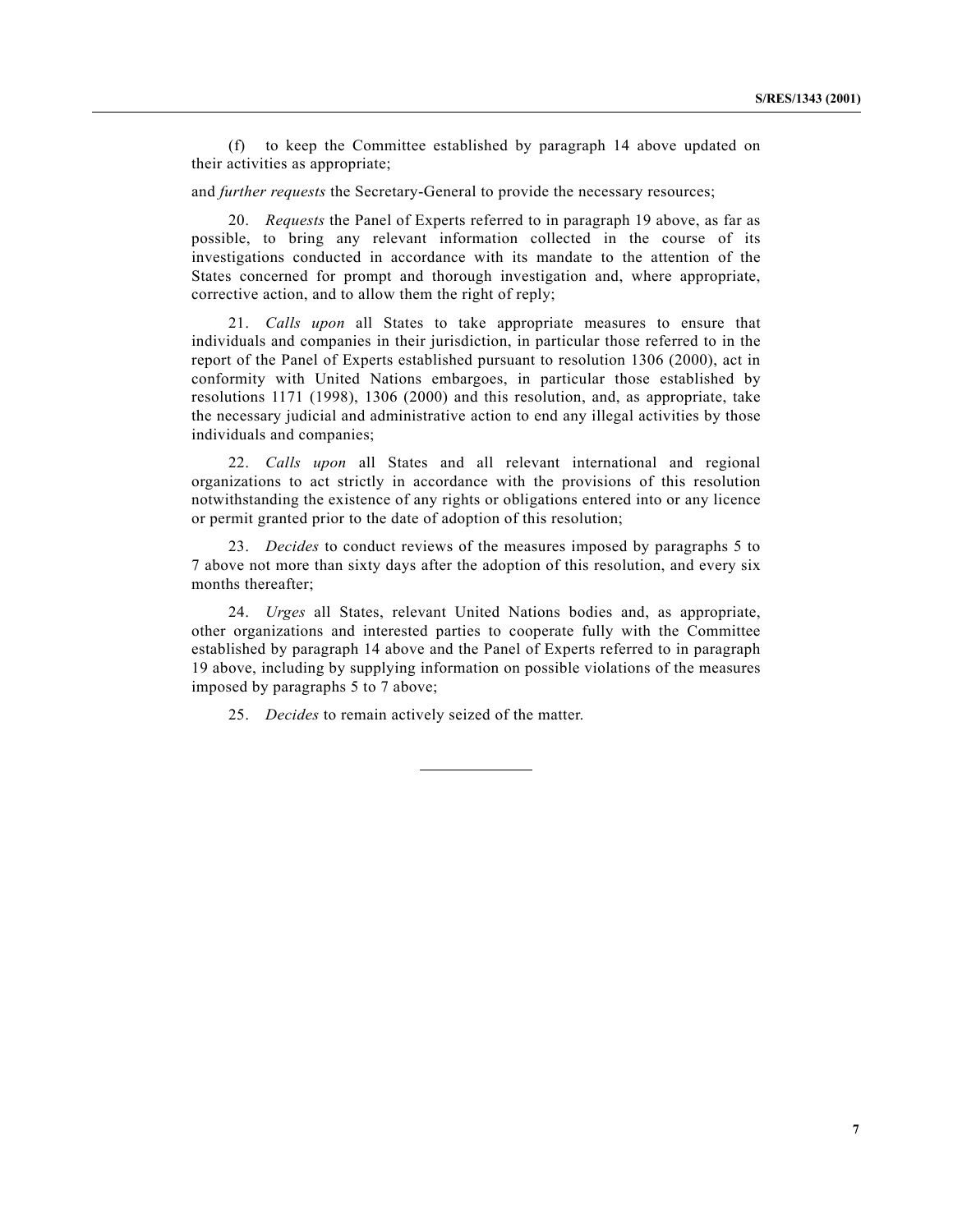(f) to keep the Committee established by paragraph 14 above updated on their activities as appropriate;

and *further requests* the Secretary-General to provide the necessary resources;

20. *Requests* the Panel of Experts referred to in paragraph 19 above, as far as possible, to bring any relevant information collected in the course of its investigations conducted in accordance with its mandate to the attention of the States concerned for prompt and thorough investigation and, where appropriate, corrective action, and to allow them the right of reply;

21. *Calls upon* all States to take appropriate measures to ensure that individuals and companies in their jurisdiction, in particular those referred to in the report of the Panel of Experts established pursuant to resolution 1306 (2000), act in conformity with United Nations embargoes, in particular those established by resolutions 1171 (1998), 1306 (2000) and this resolution, and, as appropriate, take the necessary judicial and administrative action to end any illegal activities by those individuals and companies;

22. *Calls upon* all States and all relevant international and regional organizations to act strictly in accordance with the provisions of this resolution notwithstanding the existence of any rights or obligations entered into or any licence or permit granted prior to the date of adoption of this resolution;

23. *Decides* to conduct reviews of the measures imposed by paragraphs 5 to 7 above not more than sixty days after the adoption of this resolution, and every six months thereafter;

24. *Urges* all States, relevant United Nations bodies and, as appropriate, other organizations and interested parties to cooperate fully with the Committee established by paragraph 14 above and the Panel of Experts referred to in paragraph 19 above, including by supplying information on possible violations of the measures imposed by paragraphs 5 to 7 above;

25. *Decides* to remain actively seized of the matter.